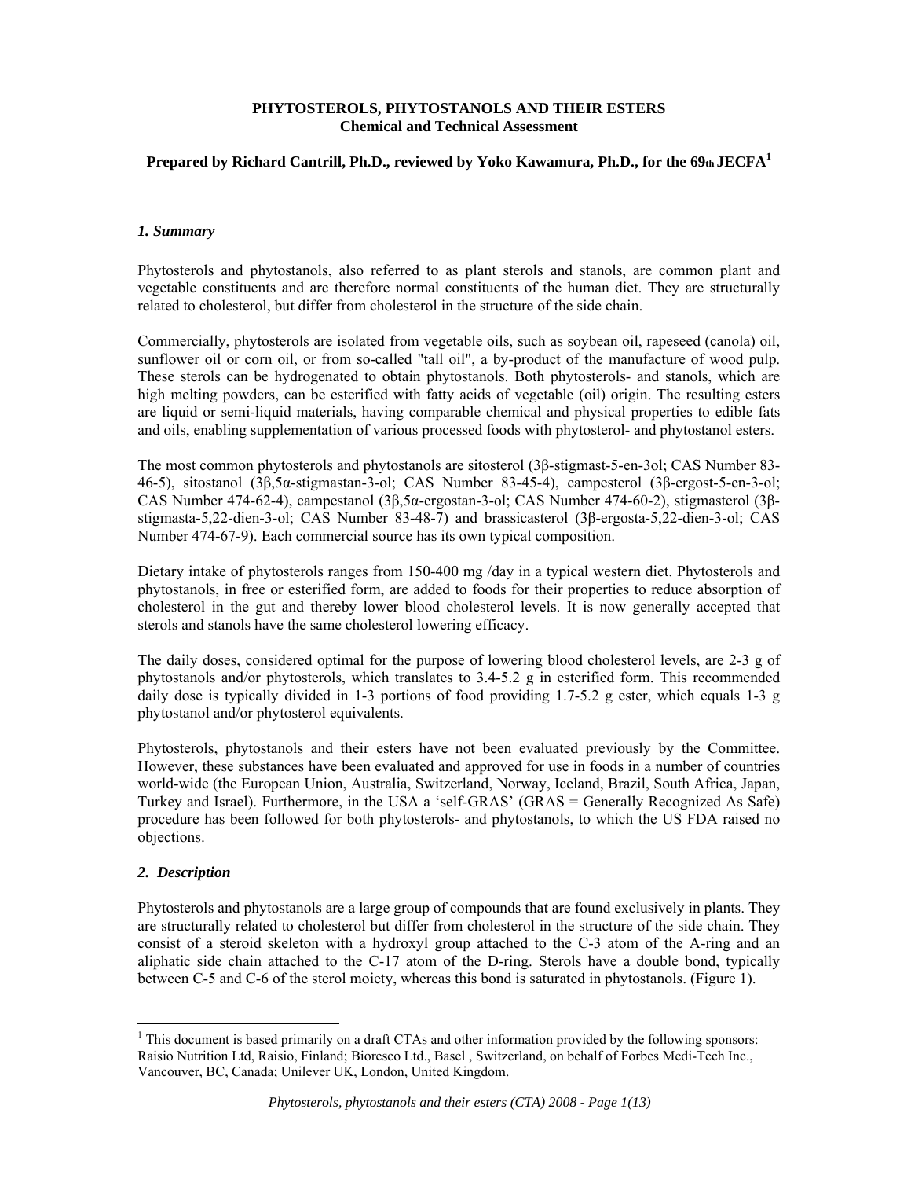# PHYTOSTEROLS, PHYTOSTANOLS AND THEIR ESTERS
## Chemical and Technical Assessment

### Prepared by Richard Cantrill, Ph.D., reviewed by Yoko Kawamura, Ph.D., for the 69th JECFA[1]

### *1. Summary*

Phytosterols and phytostanols, also referred to as plant sterols and stanols, are common plant and vegetable constituents and are therefore normal constituents of the human diet. They are structurally related to cholesterol, but differ from cholesterol in the structure of the side chain.

Commercially, phytosterols are isolated from vegetable oils, such as soybean oil, rapeseed (canola) oil, sunflower oil or corn oil, or from so-called "tall oil", a by-product of the manufacture of wood pulp. These sterols can be hydrogenated to obtain phytostanols. Both phytosterols- and stanols, which are high melting powders, can be esterified with fatty acids of vegetable (oil) origin. The resulting esters are liquid or semi-liquid materials, having comparable chemical and physical properties to edible fats and oils, enabling supplementation of various processed foods with phytosterol- and phytostanol esters.

The most common phytosterols and phytostanols are sitosterol (3β-stigmast-5-en-3ol; CAS Number 83-46-5), sitostanol (3β,5α-stigmastan-3-ol; CAS Number 83-45-4), campesterol (3β-ergost-5-en-3-ol; CAS Number 474-62-4), campestanol (3β,5α-ergostan-3-ol; CAS Number 474-60-2), stigmasterol (3β-stigmasta-5,22-dien-3-ol; CAS Number 83-48-7) and brassicasterol (3β-ergosta-5,22-dien-3-ol; CAS Number 474-67-9). Each commercial source has its own typical composition.

Dietary intake of phytosterols ranges from 150-400 mg /day in a typical western diet. Phytosterols and phytostanols, in free or esterified form, are added to foods for their properties to reduce absorption of cholesterol in the gut and thereby lower blood cholesterol levels. It is now generally accepted that sterols and stanols have the same cholesterol lowering efficacy.

The daily doses, considered optimal for the purpose of lowering blood cholesterol levels, are 2-3 g of phytostanols and/or phytosterols, which translates to 3.4-5.2 g in esterified form. This recommended daily dose is typically divided in 1-3 portions of food providing 1.7-5.2 g ester, which equals 1-3 g phytostanol and/or phytosterol equivalents.

Phytosterols, phytostanols and their esters have not been evaluated previously by the Committee. However, these substances have been evaluated and approved for use in foods in a number of countries world-wide (the European Union, Australia, Switzerland, Norway, Iceland, Brazil, South Africa, Japan, Turkey and Israel). Furthermore, in the USA a 'self-GRAS' (GRAS = Generally Recognized As Safe) procedure has been followed for both phytosterols- and phytostanols, to which the US FDA raised no objections.

### *2. Description*

Phytosterols and phytostanols are a large group of compounds that are found exclusively in plants. They are structurally related to cholesterol but differ from cholesterol in the structure of the side chain. They consist of a steroid skeleton with a hydroxyl group attached to the C-3 atom of the A-ring and an aliphatic side chain attached to the C-17 atom of the D-ring. Sterols have a double bond, typically between C-5 and C-6 of the sterol moiety, whereas this bond is saturated in phytostanols. (Figure 1).

---

[1] This document is based primarily on a draft CTAs and other information provided by the following sponsors: Raisio Nutrition Ltd, Raisio, Finland; Bioresco Ltd., Basel , Switzerland, on behalf of Forbes Medi-Tech Inc., Vancouver, BC, Canada; Unilever UK, London, United Kingdom.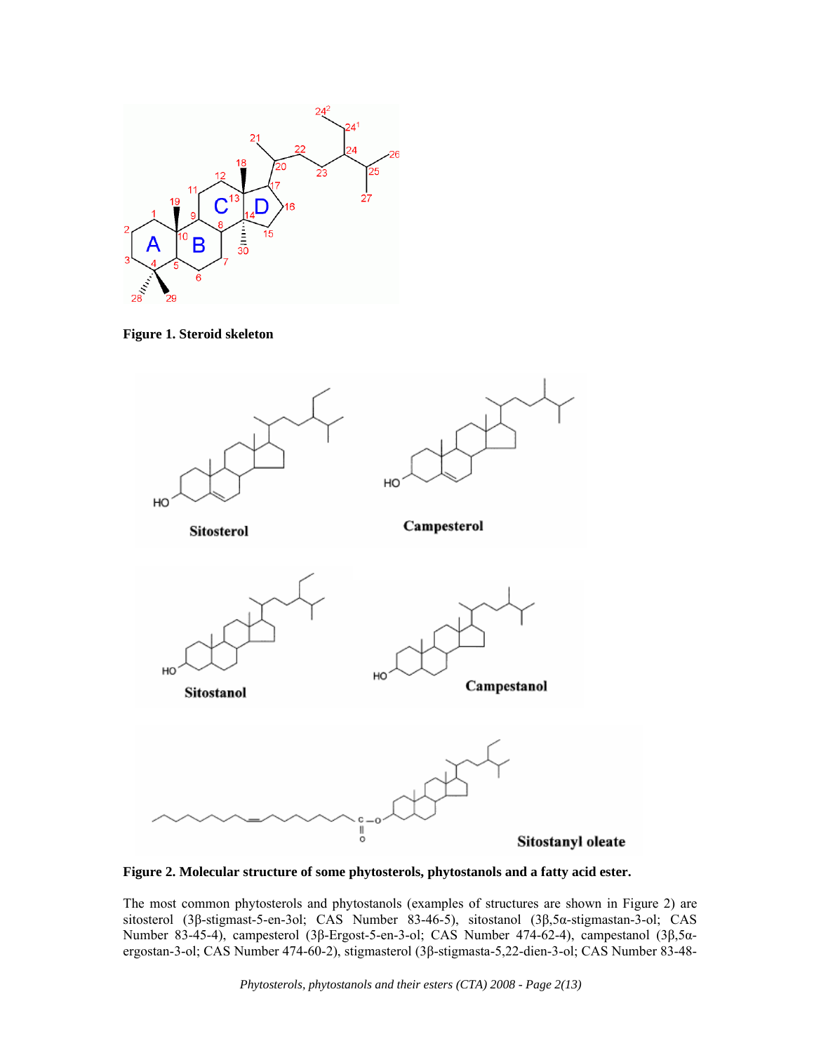**Figure 1. Steroid skeleton**

**Figure 2. Molecular structure of some phytosterols, phytostanols and a fatty acid ester.**

The most common phytosterols and phytostanols (examples of structures are shown in Figure 2) are sitosterol (3β-stigmast-5-en-3ol; CAS Number 83-46-5), sitostanol (3β,5α-stigmastan-3-ol; CAS Number 83-45-4), campesterol (3β-Ergost-5-en-3-ol; CAS Number 474-62-4), campestanol (3β,5α-ergostan-3-ol; CAS Number 474-60-2), stigmasterol (3β-stigmasta-5,22-dien-3-ol; CAS Number 83-48-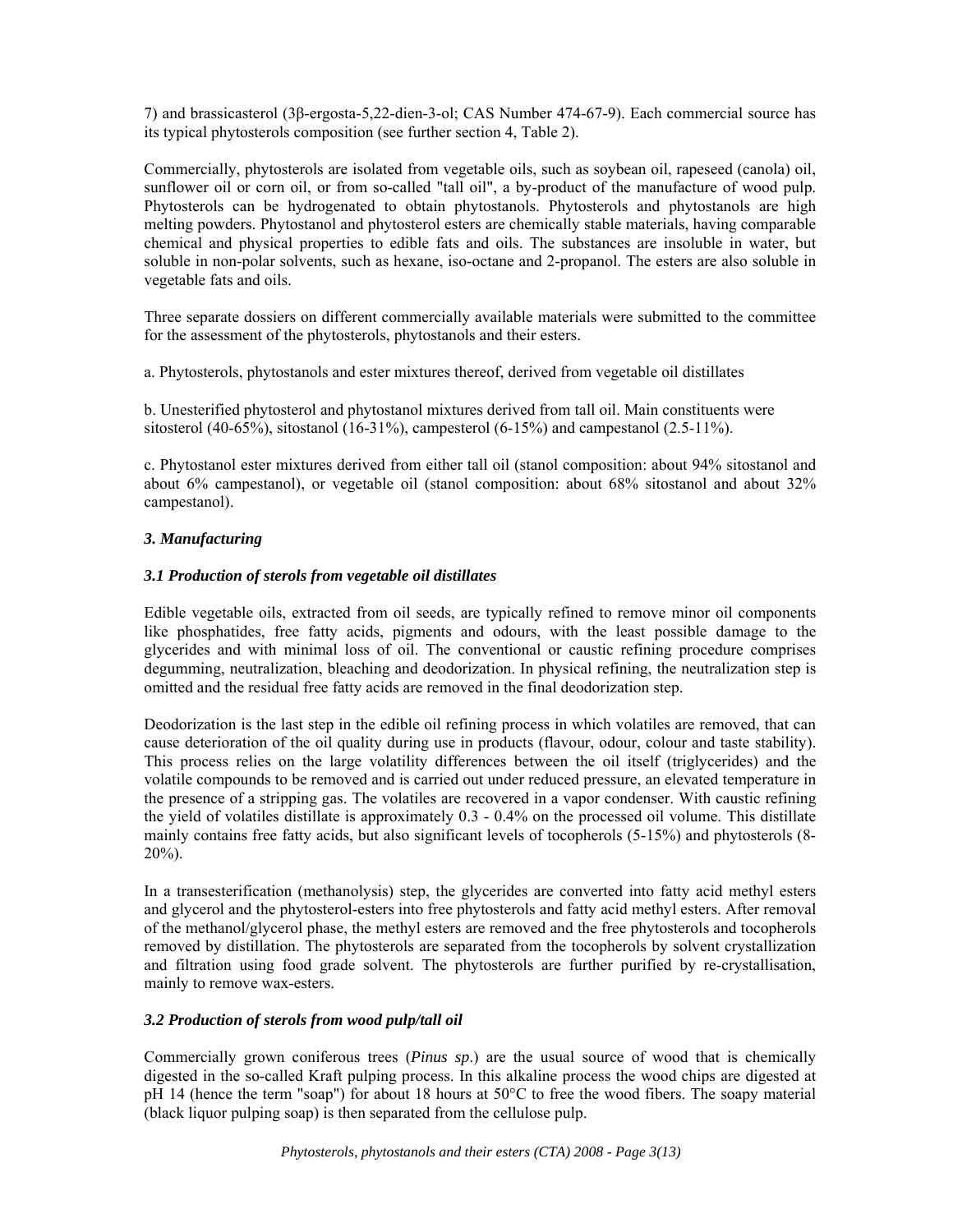7) and brassicasterol (3β-ergosta-5,22-dien-3-ol; CAS Number 474-67-9). Each commercial source has its typical phytosterols composition (see further section 4, Table 2).

Commercially, phytosterols are isolated from vegetable oils, such as soybean oil, rapeseed (canola) oil, sunflower oil or corn oil, or from so-called "tall oil", a by-product of the manufacture of wood pulp. Phytosterols can be hydrogenated to obtain phytostanols. Phytosterols and phytostanols are high melting powders. Phytostanol and phytosterol esters are chemically stable materials, having comparable chemical and physical properties to edible fats and oils. The substances are insoluble in water, but soluble in non-polar solvents, such as hexane, iso-octane and 2-propanol. The esters are also soluble in vegetable fats and oils.

Three separate dossiers on different commercially available materials were submitted to the committee for the assessment of the phytosterols, phytostanols and their esters.

a. Phytosterols, phytostanols and ester mixtures thereof, derived from vegetable oil distillates

b. Unesterified phytosterol and phytostanol mixtures derived from tall oil. Main constituents were sitosterol (40-65%), sitostanol (16-31%), campesterol (6-15%) and campestanol (2.5-11%).

c. Phytostanol ester mixtures derived from either tall oil (stanol composition: about 94% sitostanol and about 6% campestanol), or vegetable oil (stanol composition: about 68% sitostanol and about 32% campestanol).

### *3. Manufacturing*

#### *3.1 Production of sterols from vegetable oil distillates*

Edible vegetable oils, extracted from oil seeds, are typically refined to remove minor oil components like phosphatides, free fatty acids, pigments and odours, with the least possible damage to the glycerides and with minimal loss of oil. The conventional or caustic refining procedure comprises degumming, neutralization, bleaching and deodorization. In physical refining, the neutralization step is omitted and the residual free fatty acids are removed in the final deodorization step.

Deodorization is the last step in the edible oil refining process in which volatiles are removed, that can cause deterioration of the oil quality during use in products (flavour, odour, colour and taste stability). This process relies on the large volatility differences between the oil itself (triglycerides) and the volatile compounds to be removed and is carried out under reduced pressure, an elevated temperature in the presence of a stripping gas. The volatiles are recovered in a vapor condenser. With caustic refining the yield of volatiles distillate is approximately 0.3 - 0.4% on the processed oil volume. This distillate mainly contains free fatty acids, but also significant levels of tocopherols (5-15%) and phytosterols (8-20%).

In a transesterification (methanolysis) step, the glycerides are converted into fatty acid methyl esters and glycerol and the phytosterol-esters into free phytosterols and fatty acid methyl esters. After removal of the methanol/glycerol phase, the methyl esters are removed and the free phytosterols and tocopherols removed by distillation. The phytosterols are separated from the tocopherols by solvent crystallization and filtration using food grade solvent. The phytosterols are further purified by re-crystallisation, mainly to remove wax-esters.

#### *3.2 Production of sterols from wood pulp/tall oil*

Commercially grown coniferous trees (*Pinus sp*.) are the usual source of wood that is chemically digested in the so-called Kraft pulping process. In this alkaline process the wood chips are digested at pH 14 (hence the term "soap") for about 18 hours at 50°C to free the wood fibers. The soapy material (black liquor pulping soap) is then separated from the cellulose pulp.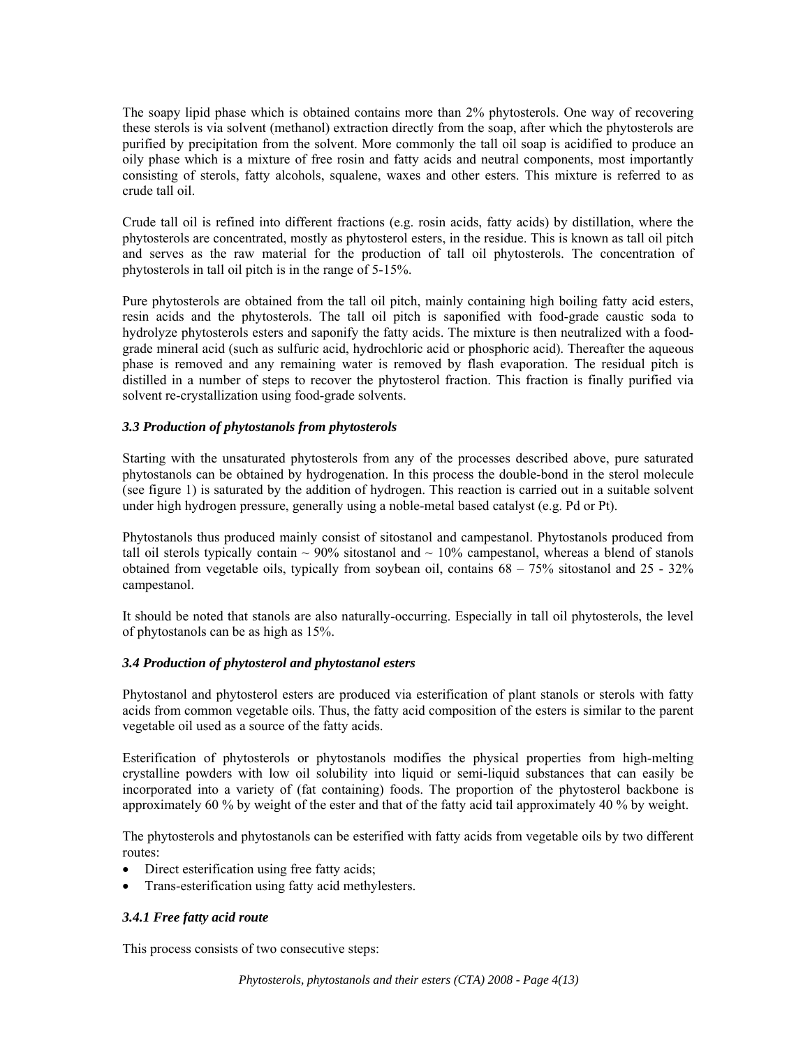The soapy lipid phase which is obtained contains more than 2% phytosterols. One way of recovering these sterols is via solvent (methanol) extraction directly from the soap, after which the phytosterols are purified by precipitation from the solvent. More commonly the tall oil soap is acidified to produce an oily phase which is a mixture of free rosin and fatty acids and neutral components, most importantly consisting of sterols, fatty alcohols, squalene, waxes and other esters. This mixture is referred to as crude tall oil.

Crude tall oil is refined into different fractions (e.g. rosin acids, fatty acids) by distillation, where the phytosterols are concentrated, mostly as phytosterol esters, in the residue. This is known as tall oil pitch and serves as the raw material for the production of tall oil phytosterols. The concentration of phytosterols in tall oil pitch is in the range of 5-15%.

Pure phytosterols are obtained from the tall oil pitch, mainly containing high boiling fatty acid esters, resin acids and the phytosterols. The tall oil pitch is saponified with food-grade caustic soda to hydrolyze phytosterols esters and saponify the fatty acids. The mixture is then neutralized with a food-grade mineral acid (such as sulfuric acid, hydrochloric acid or phosphoric acid). Thereafter the aqueous phase is removed and any remaining water is removed by flash evaporation. The residual pitch is distilled in a number of steps to recover the phytosterol fraction. This fraction is finally purified via solvent re-crystallization using food-grade solvents.

### *3.3 Production of phytostanols from phytosterols*

Starting with the unsaturated phytosterols from any of the processes described above, pure saturated phytostanols can be obtained by hydrogenation. In this process the double-bond in the sterol molecule (see figure 1) is saturated by the addition of hydrogen. This reaction is carried out in a suitable solvent under high hydrogen pressure, generally using a noble-metal based catalyst (e.g. Pd or Pt).

Phytostanols thus produced mainly consist of sitostanol and campestanol. Phytostanols produced from tall oil sterols typically contain ~ 90% sitostanol and ~ 10% campestanol, whereas a blend of stanols obtained from vegetable oils, typically from soybean oil, contains 68 – 75% sitostanol and 25 - 32% campestanol.

It should be noted that stanols are also naturally-occurring. Especially in tall oil phytosterols, the level of phytostanols can be as high as 15%.

### *3.4 Production of phytosterol and phytostanol esters*

Phytostanol and phytosterol esters are produced via esterification of plant stanols or sterols with fatty acids from common vegetable oils. Thus, the fatty acid composition of the esters is similar to the parent vegetable oil used as a source of the fatty acids.

Esterification of phytosterols or phytostanols modifies the physical properties from high-melting crystalline powders with low oil solubility into liquid or semi-liquid substances that can easily be incorporated into a variety of (fat containing) foods. The proportion of the phytosterol backbone is approximately 60 % by weight of the ester and that of the fatty acid tail approximately 40 % by weight.

The phytosterols and phytostanols can be esterified with fatty acids from vegetable oils by two different routes:

- Direct esterification using free fatty acids;
- Trans-esterification using fatty acid methylesters.

#### *3.4.1 Free fatty acid route*

This process consists of two consecutive steps: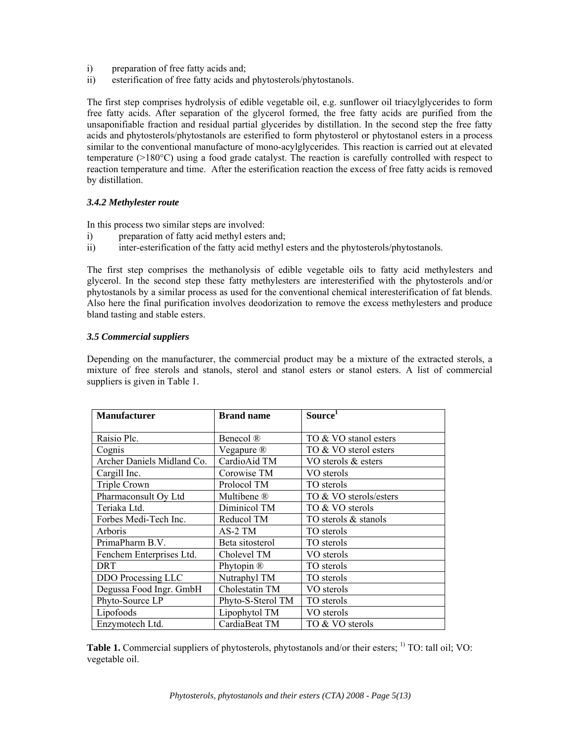i) preparation of free fatty acids and;
ii) esterification of free fatty acids and phytosterols/phytostanols.

The first step comprises hydrolysis of edible vegetable oil, e.g. sunflower oil triacylglycerides to form free fatty acids. After separation of the glycerol formed, the free fatty acids are purified from the unsaponifiable fraction and residual partial glycerides by distillation. In the second step the free fatty acids and phytosterols/phytostanols are esterified to form phytosterol or phytostanol esters in a process similar to the conventional manufacture of mono-acylglycerides. This reaction is carried out at elevated temperature (>180°C) using a food grade catalyst. The reaction is carefully controlled with respect to reaction temperature and time. After the esterification reaction the excess of free fatty acids is removed by distillation.

### *3.4.2 Methylester route*

In this process two similar steps are involved:

i) preparation of fatty acid methyl esters and;
ii) inter-esterification of the fatty acid methyl esters and the phytosterols/phytostanols.

The first step comprises the methanolysis of edible vegetable oils to fatty acid methylesters and glycerol. In the second step these fatty methylesters are interesterified with the phytosterols and/or phytostanols by a similar process as used for the conventional chemical interesterification of fat blends. Also here the final purification involves deodorization to remove the excess methylesters and produce bland tasting and stable esters.

### *3.5 Commercial suppliers*

Depending on the manufacturer, the commercial product may be a mixture of the extracted sterols, a mixture of free sterols and stanols, sterol and stanol esters or stanol esters. A list of commercial suppliers is given in Table 1.

| Manufacturer | Brand name | Source[1] |
|---|---|---|
| Raisio Plc. | Benecol ® | TO & VO stanol esters |
| Cognis | Vegapure ® | TO & VO sterol esters |
| Archer Daniels Midland Co. | CardioAid TM | VO sterols & esters |
| Cargill Inc. | Corowise TM | VO sterols |
| Triple Crown | Prolocol TM | TO sterols |
| Pharmaconsult Oy Ltd | Multibene ® | TO & VO sterols/esters |
| Teriaka Ltd. | Diminicol TM | TO & VO sterols |
| Forbes Medi-Tech Inc. | Reducol TM | TO sterols & stanols |
| Arboris | AS-2 TM | TO sterols |
| PrimaPharm B.V. | Beta sitosterol | TO sterols |
| Fenchem Enterprises Ltd. | Cholevel TM | VO sterols |
| DRT | Phytopin ® | TO sterols |
| DDO Processing LLC | Nutraphyl TM | TO sterols |
| Degussa Food Ingr. GmbH | Cholestatin TM | VO sterols |
| Phyto-Source LP | Phyto-S-Sterol TM | TO sterols |
| Lipofoods | Lipophytol TM | VO sterols |
| Enzymotech Ltd. | CardiaBeat TM | TO & VO sterols |

**Table 1.** Commercial suppliers of phytosterols, phytostanols and/or their esters; [1)] TO: tall oil; VO: vegetable oil.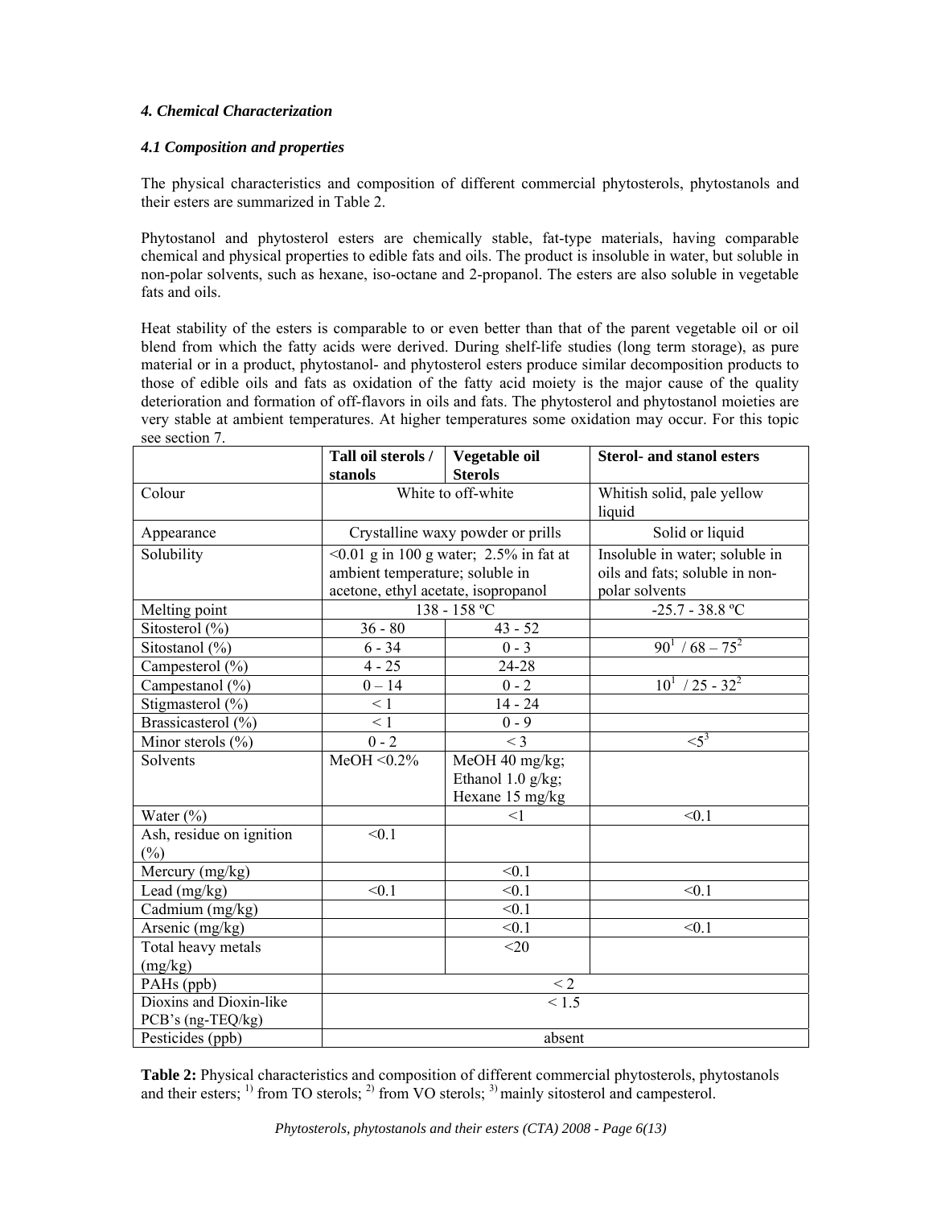#### *4. Chemical Characterization*

#### *4.1 Composition and properties*

The physical characteristics and composition of different commercial phytosterols, phytostanols and their esters are summarized in Table 2.

Phytostanol and phytosterol esters are chemically stable, fat-type materials, having comparable chemical and physical properties to edible fats and oils. The product is insoluble in water, but soluble in non-polar solvents, such as hexane, iso-octane and 2-propanol. The esters are also soluble in vegetable fats and oils.

Heat stability of the esters is comparable to or even better than that of the parent vegetable oil or oil blend from which the fatty acids were derived. During shelf-life studies (long term storage), as pure material or in a product, phytostanol- and phytosterol esters produce similar decomposition products to those of edible oils and fats as oxidation of the fatty acid moiety is the major cause of the quality deterioration and formation of off-flavors in oils and fats. The phytosterol and phytostanol moieties are very stable at ambient temperatures. At higher temperatures some oxidation may occur. For this topic see section 7.

| | Tall oil sterols / stanols | Vegetable oil Sterols | Sterol- and stanol esters |
|---|---|---|---|
| Colour | White to off-white | | Whitish solid, pale yellow liquid |
| Appearance | Crystalline waxy powder or prills | | Solid or liquid |
| Solubility | <0.01 g in 100 g water; 2.5% in fat at ambient temperature; soluble in acetone, ethyl acetate, isopropanol | | Insoluble in water; soluble in oils and fats; soluble in non-polar solvents |
| Melting point | 138 - 158 ºC | | -25.7 - 38.8 ºC |
| Sitosterol (%) | 36 - 80 | 43 - 52 | |
| Sitostanol (%) | 6 - 34 | 0 - 3 | 90[1] / 68 – 75[2] |
| Campesterol (%) | 4 - 25 | 24-28 | |
| Campestanol (%) | 0 – 14 | 0 - 2 | 10[1] / 25 - 32[2] |
| Stigmasterol (%) | < 1 | 14 - 24 | |
| Brassicasterol (%) | < 1 | 0 - 9 | |
| Minor sterols (%) | 0 - 2 | < 3 | <5[3] |
| Solvents | MeOH <0.2% | MeOH 40 mg/kg; Ethanol 1.0 g/kg; Hexane 15 mg/kg | |
| Water (%) | | <1 | <0.1 |
| Ash, residue on ignition (%) | <0.1 | | |
| Mercury (mg/kg) | | <0.1 | |
| Lead (mg/kg) | <0.1 | <0.1 | <0.1 |
| Cadmium (mg/kg) | | <0.1 | |
| Arsenic (mg/kg) | | <0.1 | <0.1 |
| Total heavy metals (mg/kg) | | <20 | |
| PAHs (ppb) | < 2 | | |
| Dioxins and Dioxin-like PCB's (ng-TEQ/kg) | < 1.5 | | |
| Pesticides (ppb) | absent | | |

**Table 2:** Physical characteristics and composition of different commercial phytosterols, phytostanols and their esters; [1)] from TO sterols; [2)] from VO sterols; [3)] mainly sitosterol and campesterol.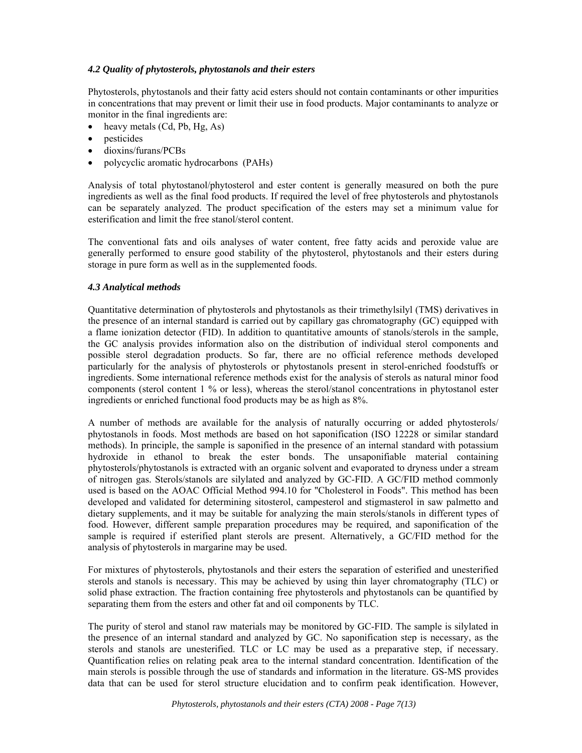### *4.2 Quality of phytosterols, phytostanols and their esters*

Phytosterols, phytostanols and their fatty acid esters should not contain contaminants or other impurities in concentrations that may prevent or limit their use in food products. Major contaminants to analyze or monitor in the final ingredients are:

- heavy metals (Cd, Pb, Hg, As)
- pesticides
- dioxins/furans/PCBs
- polycyclic aromatic hydrocarbons (PAHs)

Analysis of total phytostanol/phytosterol and ester content is generally measured on both the pure ingredients as well as the final food products. If required the level of free phytosterols and phytostanols can be separately analyzed. The product specification of the esters may set a minimum value for esterification and limit the free stanol/sterol content.

The conventional fats and oils analyses of water content, free fatty acids and peroxide value are generally performed to ensure good stability of the phytosterol, phytostanols and their esters during storage in pure form as well as in the supplemented foods.

### *4.3 Analytical methods*

Quantitative determination of phytosterols and phytostanols as their trimethylsilyl (TMS) derivatives in the presence of an internal standard is carried out by capillary gas chromatography (GC) equipped with a flame ionization detector (FID). In addition to quantitative amounts of stanols/sterols in the sample, the GC analysis provides information also on the distribution of individual sterol components and possible sterol degradation products. So far, there are no official reference methods developed particularly for the analysis of phytosterols or phytostanols present in sterol-enriched foodstuffs or ingredients. Some international reference methods exist for the analysis of sterols as natural minor food components (sterol content 1 % or less), whereas the sterol/stanol concentrations in phytostanol ester ingredients or enriched functional food products may be as high as 8%.

A number of methods are available for the analysis of naturally occurring or added phytosterols/ phytostanols in foods. Most methods are based on hot saponification (ISO 12228 or similar standard methods). In principle, the sample is saponified in the presence of an internal standard with potassium hydroxide in ethanol to break the ester bonds. The unsaponifiable material containing phytosterols/phytostanols is extracted with an organic solvent and evaporated to dryness under a stream of nitrogen gas. Sterols/stanols are silylated and analyzed by GC-FID. A GC/FID method commonly used is based on the AOAC Official Method 994.10 for "Cholesterol in Foods". This method has been developed and validated for determining sitosterol, campesterol and stigmasterol in saw palmetto and dietary supplements, and it may be suitable for analyzing the main sterols/stanols in different types of food. However, different sample preparation procedures may be required, and saponification of the sample is required if esterified plant sterols are present. Alternatively, a GC/FID method for the analysis of phytosterols in margarine may be used.

For mixtures of phytosterols, phytostanols and their esters the separation of esterified and unesterified sterols and stanols is necessary. This may be achieved by using thin layer chromatography (TLC) or solid phase extraction. The fraction containing free phytosterols and phytostanols can be quantified by separating them from the esters and other fat and oil components by TLC.

The purity of sterol and stanol raw materials may be monitored by GC-FID. The sample is silylated in the presence of an internal standard and analyzed by GC. No saponification step is necessary, as the sterols and stanols are unesterified. TLC or LC may be used as a preparative step, if necessary. Quantification relies on relating peak area to the internal standard concentration. Identification of the main sterols is possible through the use of standards and information in the literature. GS-MS provides data that can be used for sterol structure elucidation and to confirm peak identification. However,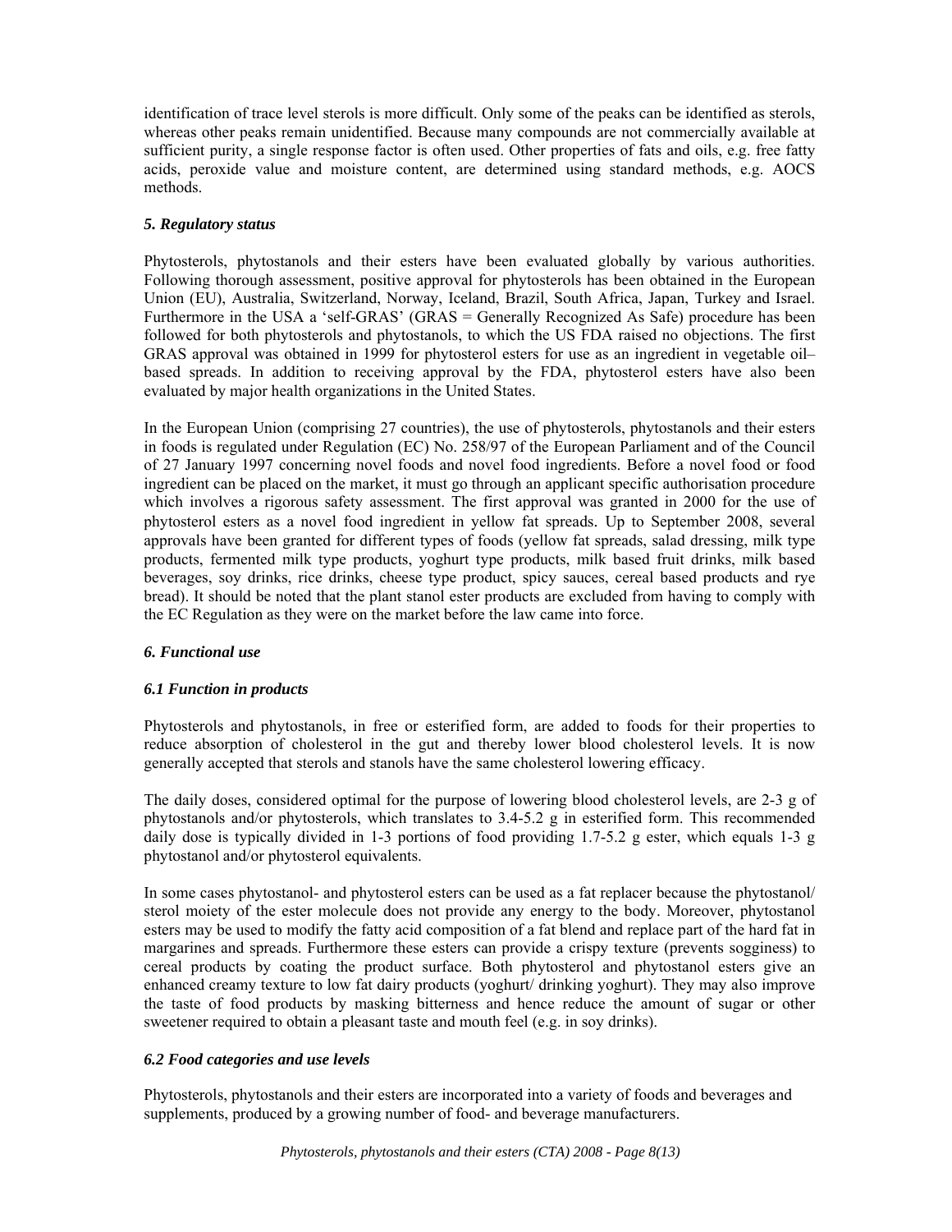identification of trace level sterols is more difficult. Only some of the peaks can be identified as sterols, whereas other peaks remain unidentified. Because many compounds are not commercially available at sufficient purity, a single response factor is often used. Other properties of fats and oils, e.g. free fatty acids, peroxide value and moisture content, are determined using standard methods, e.g. AOCS methods.

### *5. Regulatory status*

Phytosterols, phytostanols and their esters have been evaluated globally by various authorities. Following thorough assessment, positive approval for phytosterols has been obtained in the European Union (EU), Australia, Switzerland, Norway, Iceland, Brazil, South Africa, Japan, Turkey and Israel. Furthermore in the USA a 'self-GRAS' (GRAS = Generally Recognized As Safe) procedure has been followed for both phytosterols and phytostanols, to which the US FDA raised no objections. The first GRAS approval was obtained in 1999 for phytosterol esters for use as an ingredient in vegetable oil–based spreads. In addition to receiving approval by the FDA, phytosterol esters have also been evaluated by major health organizations in the United States.

In the European Union (comprising 27 countries), the use of phytosterols, phytostanols and their esters in foods is regulated under Regulation (EC) No. 258/97 of the European Parliament and of the Council of 27 January 1997 concerning novel foods and novel food ingredients. Before a novel food or food ingredient can be placed on the market, it must go through an applicant specific authorisation procedure which involves a rigorous safety assessment. The first approval was granted in 2000 for the use of phytosterol esters as a novel food ingredient in yellow fat spreads. Up to September 2008, several approvals have been granted for different types of foods (yellow fat spreads, salad dressing, milk type products, fermented milk type products, yoghurt type products, milk based fruit drinks, milk based beverages, soy drinks, rice drinks, cheese type product, spicy sauces, cereal based products and rye bread). It should be noted that the plant stanol ester products are excluded from having to comply with the EC Regulation as they were on the market before the law came into force.

### *6. Functional use*

#### *6.1 Function in products*

Phytosterols and phytostanols, in free or esterified form, are added to foods for their properties to reduce absorption of cholesterol in the gut and thereby lower blood cholesterol levels. It is now generally accepted that sterols and stanols have the same cholesterol lowering efficacy.

The daily doses, considered optimal for the purpose of lowering blood cholesterol levels, are 2-3 g of phytostanols and/or phytosterols, which translates to 3.4-5.2 g in esterified form. This recommended daily dose is typically divided in 1-3 portions of food providing 1.7-5.2 g ester, which equals 1-3 g phytostanol and/or phytosterol equivalents.

In some cases phytostanol- and phytosterol esters can be used as a fat replacer because the phytostanol/ sterol moiety of the ester molecule does not provide any energy to the body. Moreover, phytostanol esters may be used to modify the fatty acid composition of a fat blend and replace part of the hard fat in margarines and spreads. Furthermore these esters can provide a crispy texture (prevents sogginess) to cereal products by coating the product surface. Both phytosterol and phytostanol esters give an enhanced creamy texture to low fat dairy products (yoghurt/ drinking yoghurt). They may also improve the taste of food products by masking bitterness and hence reduce the amount of sugar or other sweetener required to obtain a pleasant taste and mouth feel (e.g. in soy drinks).

#### *6.2 Food categories and use levels*

Phytosterols, phytostanols and their esters are incorporated into a variety of foods and beverages and supplements, produced by a growing number of food- and beverage manufacturers.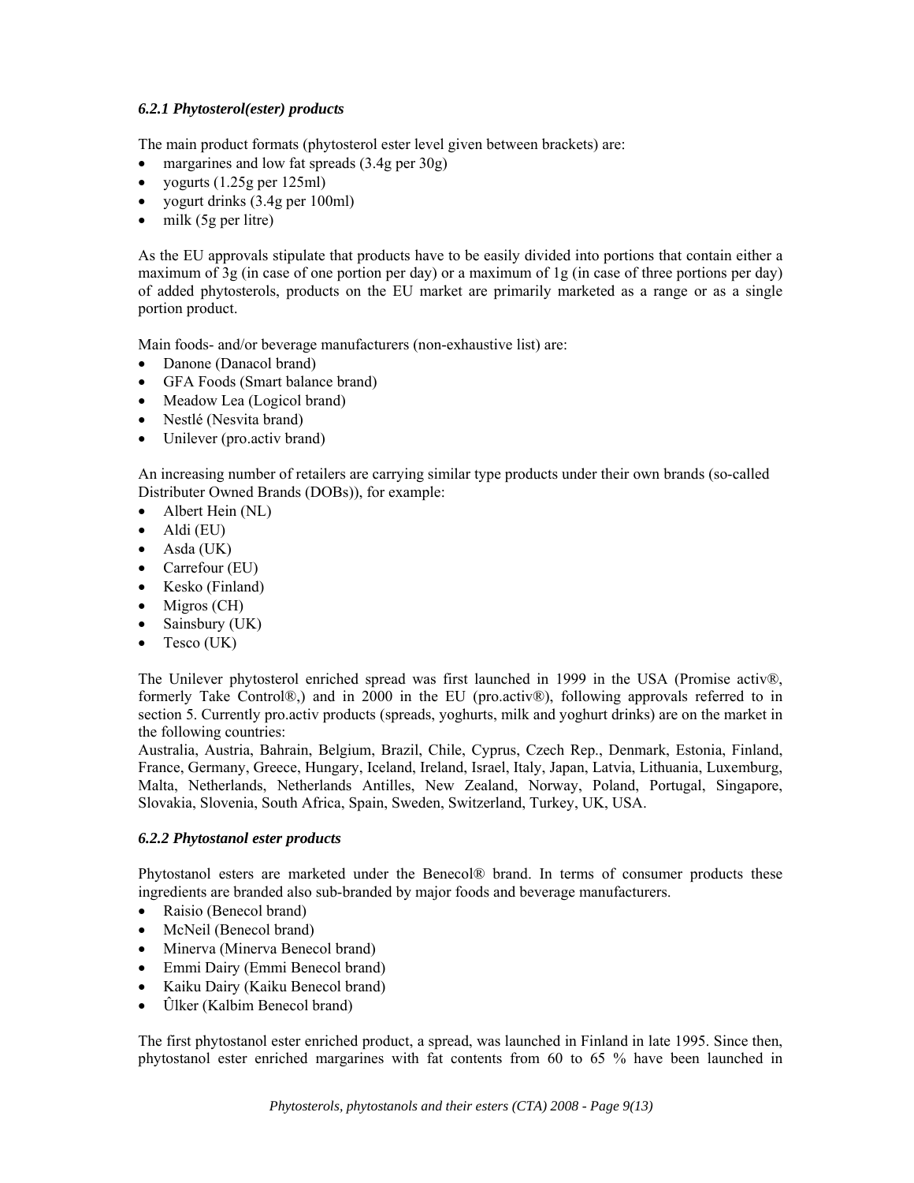### *6.2.1 Phytosterol(ester) products*

The main product formats (phytosterol ester level given between brackets) are:

- margarines and low fat spreads (3.4g per 30g)
- yogurts (1.25g per 125ml)
- yogurt drinks (3.4g per 100ml)
- milk (5g per litre)

As the EU approvals stipulate that products have to be easily divided into portions that contain either a maximum of 3g (in case of one portion per day) or a maximum of 1g (in case of three portions per day) of added phytosterols, products on the EU market are primarily marketed as a range or as a single portion product.

Main foods- and/or beverage manufacturers (non-exhaustive list) are:

- Danone (Danacol brand)
- GFA Foods (Smart balance brand)
- Meadow Lea (Logicol brand)
- Nestlé (Nesvita brand)
- Unilever (pro.activ brand)

An increasing number of retailers are carrying similar type products under their own brands (so-called Distributer Owned Brands (DOBs)), for example:

- Albert Hein (NL)
- Aldi (EU)
- Asda (UK)
- Carrefour (EU)
- Kesko (Finland)
- Migros (CH)
- Sainsbury (UK)
- Tesco (UK)

The Unilever phytosterol enriched spread was first launched in 1999 in the USA (Promise activ®, formerly Take Control®,) and in 2000 in the EU (pro.activ®), following approvals referred to in section 5. Currently pro.activ products (spreads, yoghurts, milk and yoghurt drinks) are on the market in the following countries:
Australia, Austria, Bahrain, Belgium, Brazil, Chile, Cyprus, Czech Rep., Denmark, Estonia, Finland, France, Germany, Greece, Hungary, Iceland, Ireland, Israel, Italy, Japan, Latvia, Lithuania, Luxemburg, Malta, Netherlands, Netherlands Antilles, New Zealand, Norway, Poland, Portugal, Singapore, Slovakia, Slovenia, South Africa, Spain, Sweden, Switzerland, Turkey, UK, USA.

### *6.2.2 Phytostanol ester products*

Phytostanol esters are marketed under the Benecol® brand. In terms of consumer products these ingredients are branded also sub-branded by major foods and beverage manufacturers.

- Raisio (Benecol brand)
- McNeil (Benecol brand)
- Minerva (Minerva Benecol brand)
- Emmi Dairy (Emmi Benecol brand)
- Kaiku Dairy (Kaiku Benecol brand)
- Ûlker (Kalbim Benecol brand)

The first phytostanol ester enriched product, a spread, was launched in Finland in late 1995. Since then, phytostanol ester enriched margarines with fat contents from 60 to 65 % have been launched in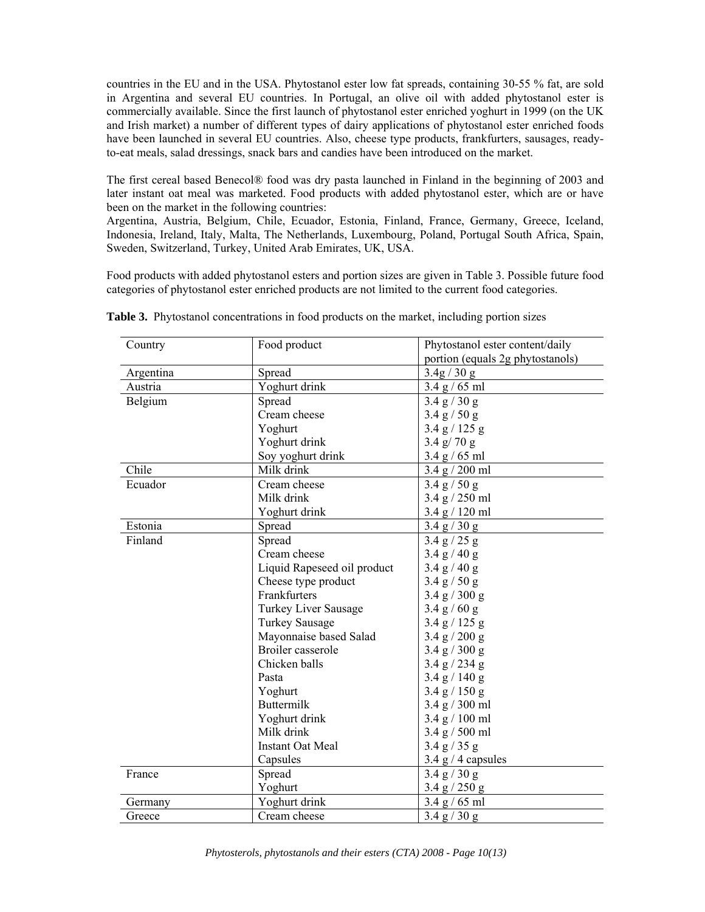countries in the EU and in the USA. Phytostanol ester low fat spreads, containing 30-55 % fat, are sold in Argentina and several EU countries. In Portugal, an olive oil with added phytostanol ester is commercially available. Since the first launch of phytostanol ester enriched yoghurt in 1999 (on the UK and Irish market) a number of different types of dairy applications of phytostanol ester enriched foods have been launched in several EU countries. Also, cheese type products, frankfurters, sausages, ready-to-eat meals, salad dressings, snack bars and candies have been introduced on the market.

The first cereal based Benecol® food was dry pasta launched in Finland in the beginning of 2003 and later instant oat meal was marketed. Food products with added phytostanol ester, which are or have been on the market in the following countries:
Argentina, Austria, Belgium, Chile, Ecuador, Estonia, Finland, France, Germany, Greece, Iceland, Indonesia, Ireland, Italy, Malta, The Netherlands, Luxembourg, Poland, Portugal South Africa, Spain, Sweden, Switzerland, Turkey, United Arab Emirates, UK, USA.

Food products with added phytostanol esters and portion sizes are given in Table 3. Possible future food categories of phytostanol ester enriched products are not limited to the current food categories.

**Table 3.** Phytostanol concentrations in food products on the market, including portion sizes

| Country | Food product | Phytostanol ester content/daily portion (equals 2g phytostanols) |
|---|---|---|
| Argentina | Spread | 3.4g / 30 g |
| Austria | Yoghurt drink | 3.4 g / 65 ml |
| Belgium | Spread | 3.4 g / 30 g |
| | Cream cheese | 3.4 g / 50 g |
| | Yoghurt | 3.4 g / 125 g |
| | Yoghurt drink | 3.4 g/ 70 g |
| | Soy yoghurt drink | 3.4 g / 65 ml |
| Chile | Milk drink | 3.4 g / 200 ml |
| Ecuador | Cream cheese | 3.4 g / 50 g |
| | Milk drink | 3.4 g / 250 ml |
| | Yoghurt drink | 3.4 g / 120 ml |
| Estonia | Spread | 3.4 g / 30 g |
| Finland | Spread | 3.4 g / 25 g |
| | Cream cheese | 3.4 g / 40 g |
| | Liquid Rapeseed oil product | 3.4 g / 40 g |
| | Cheese type product | 3.4 g / 50 g |
| | Frankfurters | 3.4 g / 300 g |
| | Turkey Liver Sausage | 3.4 g / 60 g |
| | Turkey Sausage | 3.4 g / 125 g |
| | Mayonnaise based Salad | 3.4 g / 200 g |
| | Broiler casserole | 3.4 g / 300 g |
| | Chicken balls | 3.4 g / 234 g |
| | Pasta | 3.4 g / 140 g |
| | Yoghurt | 3.4 g / 150 g |
| | Buttermilk | 3.4 g / 300 ml |
| | Yoghurt drink | 3.4 g / 100 ml |
| | Milk drink | 3.4 g / 500 ml |
| | Instant Oat Meal | 3.4 g / 35 g |
| | Capsules | 3.4 g / 4 capsules |
| France | Spread | 3.4 g / 30 g |
| | Yoghurt | 3.4 g / 250 g |
| Germany | Yoghurt drink | 3.4 g / 65 ml |
| Greece | Cream cheese | 3.4 g / 30 g |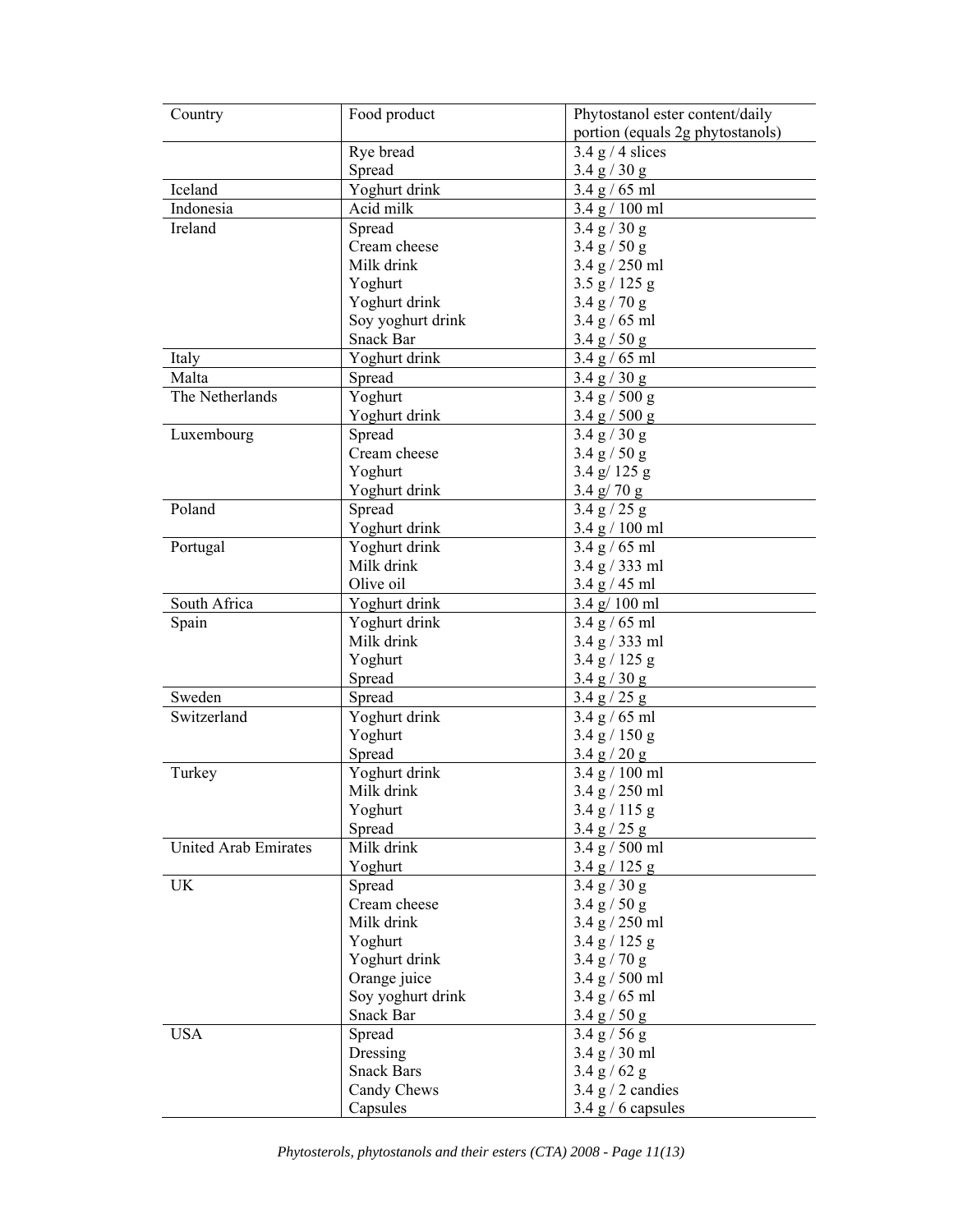| Country | Food product | Phytostanol ester content/daily portion (equals 2g phytostanols) |
|---|---|---|
| | Rye bread | 3.4 g / 4 slices |
| | Spread | 3.4 g / 30 g |
| Iceland | Yoghurt drink | 3.4 g / 65 ml |
| Indonesia | Acid milk | 3.4 g / 100 ml |
| Ireland | Spread | 3.4 g / 30 g |
| | Cream cheese | 3.4 g / 50 g |
| | Milk drink | 3.4 g / 250 ml |
| | Yoghurt | 3.5 g / 125 g |
| | Yoghurt drink | 3.4 g / 70 g |
| | Soy yoghurt drink | 3.4 g / 65 ml |
| | Snack Bar | 3.4 g / 50 g |
| Italy | Yoghurt drink | 3.4 g / 65 ml |
| Malta | Spread | 3.4 g / 30 g |
| The Netherlands | Yoghurt | 3.4 g / 500 g |
| | Yoghurt drink | 3.4 g / 500 g |
| Luxembourg | Spread | 3.4 g / 30 g |
| | Cream cheese | 3.4 g / 50 g |
| | Yoghurt | 3.4 g/ 125 g |
| | Yoghurt drink | 3.4 g/ 70 g |
| Poland | Spread | 3.4 g / 25 g |
| | Yoghurt drink | 3.4 g / 100 ml |
| Portugal | Yoghurt drink | 3.4 g / 65 ml |
| | Milk drink | 3.4 g / 333 ml |
| | Olive oil | 3.4 g / 45 ml |
| South Africa | Yoghurt drink | 3.4 g/ 100 ml |
| Spain | Yoghurt drink | 3.4 g / 65 ml |
| | Milk drink | 3.4 g / 333 ml |
| | Yoghurt | 3.4 g / 125 g |
| | Spread | 3.4 g / 30 g |
| Sweden | Spread | 3.4 g / 25 g |
| Switzerland | Yoghurt drink | 3.4 g / 65 ml |
| | Yoghurt | 3.4 g / 150 g |
| | Spread | 3.4 g / 20 g |
| Turkey | Yoghurt drink | 3.4 g / 100 ml |
| | Milk drink | 3.4 g / 250 ml |
| | Yoghurt | 3.4 g / 115 g |
| | Spread | 3.4 g / 25 g |
| United Arab Emirates | Milk drink | 3.4 g / 500 ml |
| | Yoghurt | 3.4 g / 125 g |
| UK | Spread | 3.4 g / 30 g |
| | Cream cheese | 3.4 g / 50 g |
| | Milk drink | 3.4 g / 250 ml |
| | Yoghurt | 3.4 g / 125 g |
| | Yoghurt drink | 3.4 g / 70 g |
| | Orange juice | 3.4 g / 500 ml |
| | Soy yoghurt drink | 3.4 g / 65 ml |
| | Snack Bar | 3.4 g / 50 g |
| USA | Spread | 3.4 g / 56 g |
| | Dressing | 3.4 g / 30 ml |
| | Snack Bars | 3.4 g / 62 g |
| | Candy Chews | 3.4 g / 2 candies |
| | Capsules | 3.4 g / 6 capsules |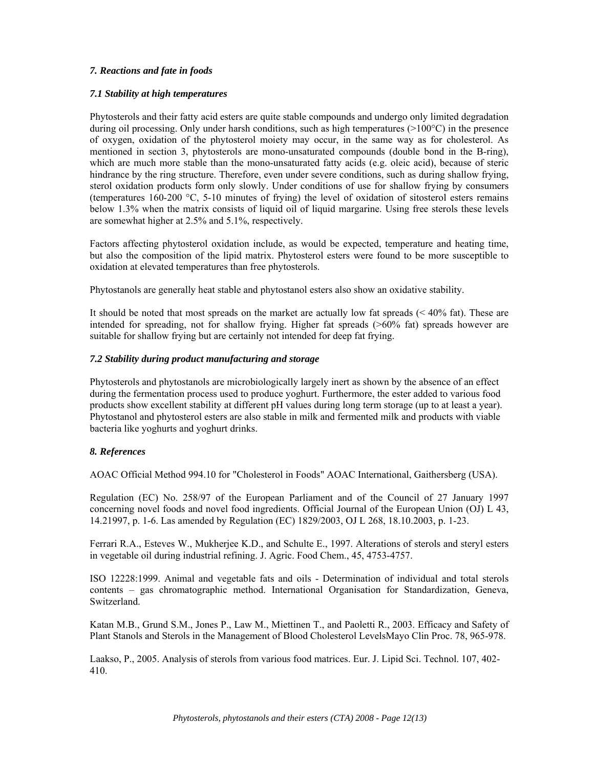### *7. Reactions and fate in foods*

#### *7.1 Stability at high temperatures*

Phytosterols and their fatty acid esters are quite stable compounds and undergo only limited degradation during oil processing. Only under harsh conditions, such as high temperatures (>100°C) in the presence of oxygen, oxidation of the phytosterol moiety may occur, in the same way as for cholesterol. As mentioned in section 3, phytosterols are mono-unsaturated compounds (double bond in the B-ring), which are much more stable than the mono-unsaturated fatty acids (e.g. oleic acid), because of steric hindrance by the ring structure. Therefore, even under severe conditions, such as during shallow frying, sterol oxidation products form only slowly. Under conditions of use for shallow frying by consumers (temperatures 160-200 °C, 5-10 minutes of frying) the level of oxidation of sitosterol esters remains below 1.3% when the matrix consists of liquid oil of liquid margarine. Using free sterols these levels are somewhat higher at 2.5% and 5.1%, respectively.

Factors affecting phytosterol oxidation include, as would be expected, temperature and heating time, but also the composition of the lipid matrix. Phytosterol esters were found to be more susceptible to oxidation at elevated temperatures than free phytosterols.

Phytostanols are generally heat stable and phytostanol esters also show an oxidative stability.

It should be noted that most spreads on the market are actually low fat spreads (< 40% fat). These are intended for spreading, not for shallow frying. Higher fat spreads (>60% fat) spreads however are suitable for shallow frying but are certainly not intended for deep fat frying.

#### *7.2 Stability during product manufacturing and storage*

Phytosterols and phytostanols are microbiologically largely inert as shown by the absence of an effect during the fermentation process used to produce yoghurt. Furthermore, the ester added to various food products show excellent stability at different pH values during long term storage (up to at least a year). Phytostanol and phytosterol esters are also stable in milk and fermented milk and products with viable bacteria like yoghurts and yoghurt drinks.

### *8. References*

AOAC Official Method 994.10 for "Cholesterol in Foods" AOAC International, Gaithersberg (USA).

Regulation (EC) No. 258/97 of the European Parliament and of the Council of 27 January 1997 concerning novel foods and novel food ingredients. Official Journal of the European Union (OJ) L 43, 14.21997, p. 1-6. Las amended by Regulation (EC) 1829/2003, OJ L 268, 18.10.2003, p. 1-23.

Ferrari R.A., Esteves W., Mukherjee K.D., and Schulte E., 1997. Alterations of sterols and steryl esters in vegetable oil during industrial refining. J. Agric. Food Chem., 45, 4753-4757.

ISO 12228:1999. Animal and vegetable fats and oils - Determination of individual and total sterols contents – gas chromatographic method. International Organisation for Standardization, Geneva, Switzerland.

Katan M.B., Grund S.M., Jones P., Law M., Miettinen T., and Paoletti R., 2003. Efficacy and Safety of Plant Stanols and Sterols in the Management of Blood Cholesterol LevelsMayo Clin Proc. 78, 965-978.

Laakso, P., 2005. Analysis of sterols from various food matrices. Eur. J. Lipid Sci. Technol. 107, 402-410.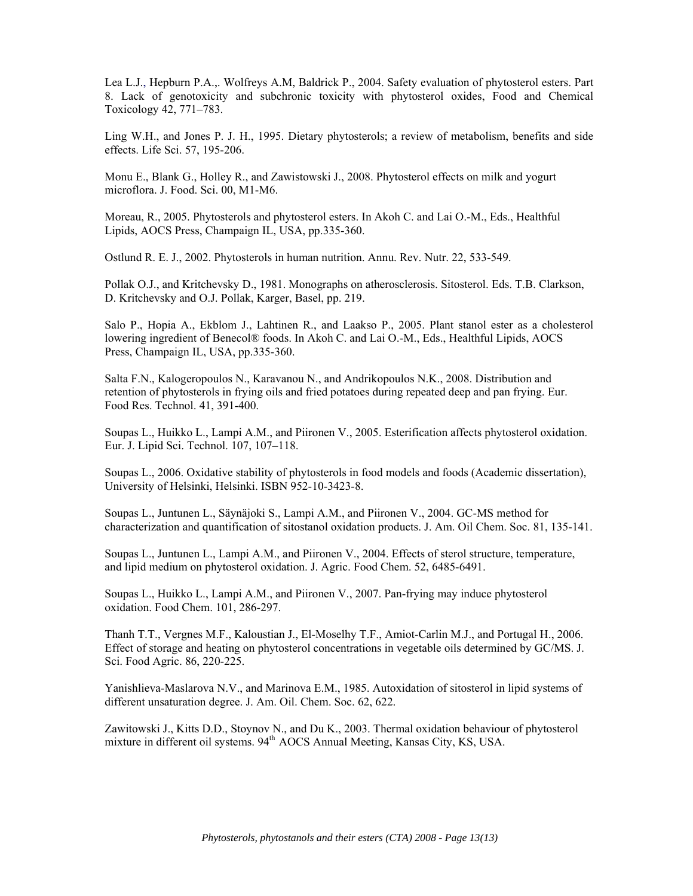Lea L.J., Hepburn P.A.,. Wolfreys A.M, Baldrick P., 2004. Safety evaluation of phytosterol esters. Part 8. Lack of genotoxicity and subchronic toxicity with phytosterol oxides, Food and Chemical Toxicology 42, 771–783.

Ling W.H., and Jones P. J. H., 1995. Dietary phytosterols; a review of metabolism, benefits and side effects. Life Sci. 57, 195-206.

Monu E., Blank G., Holley R., and Zawistowski J., 2008. Phytosterol effects on milk and yogurt microflora. J. Food. Sci. 00, M1-M6.

Moreau, R., 2005. Phytosterols and phytosterol esters. In Akoh C. and Lai O.-M., Eds., Healthful Lipids, AOCS Press, Champaign IL, USA, pp.335-360.

Ostlund R. E. J., 2002. Phytosterols in human nutrition. Annu. Rev. Nutr. 22, 533-549.

Pollak O.J., and Kritchevsky D., 1981. Monographs on atherosclerosis. Sitosterol. Eds. T.B. Clarkson, D. Kritchevsky and O.J. Pollak, Karger, Basel, pp. 219.

Salo P., Hopia A., Ekblom J., Lahtinen R., and Laakso P., 2005. Plant stanol ester as a cholesterol lowering ingredient of Benecol® foods. In Akoh C. and Lai O.-M., Eds., Healthful Lipids, AOCS Press, Champaign IL, USA, pp.335-360.

Salta F.N., Kalogeropoulos N., Karavanou N., and Andrikopoulos N.K., 2008. Distribution and retention of phytosterols in frying oils and fried potatoes during repeated deep and pan frying. Eur. Food Res. Technol. 41, 391-400.

Soupas L., Huikko L., Lampi A.M., and Piironen V., 2005. Esterification affects phytosterol oxidation. Eur. J. Lipid Sci. Technol. 107, 107–118.

Soupas L., 2006. Oxidative stability of phytosterols in food models and foods (Academic dissertation), University of Helsinki, Helsinki. ISBN 952-10-3423-8.

Soupas L., Juntunen L., Säynäjoki S., Lampi A.M., and Piironen V., 2004. GC-MS method for characterization and quantification of sitostanol oxidation products. J. Am. Oil Chem. Soc. 81, 135-141.

Soupas L., Juntunen L., Lampi A.M., and Piironen V., 2004. Effects of sterol structure, temperature, and lipid medium on phytosterol oxidation. J. Agric. Food Chem. 52, 6485-6491.

Soupas L., Huikko L., Lampi A.M., and Piironen V., 2007. Pan-frying may induce phytosterol oxidation. Food Chem. 101, 286-297.

Thanh T.T., Vergnes M.F., Kaloustian J., El-Moselhy T.F., Amiot-Carlin M.J., and Portugal H., 2006. Effect of storage and heating on phytosterol concentrations in vegetable oils determined by GC/MS. J. Sci. Food Agric. 86, 220-225.

Yanishlieva-Maslarova N.V., and Marinova E.M., 1985. Autoxidation of sitosterol in lipid systems of different unsaturation degree. J. Am. Oil. Chem. Soc. 62, 622.

Zawitowski J., Kitts D.D., Stoynov N., and Du K., 2003. Thermal oxidation behaviour of phytosterol mixture in different oil systems. 94th AOCS Annual Meeting, Kansas City, KS, USA.